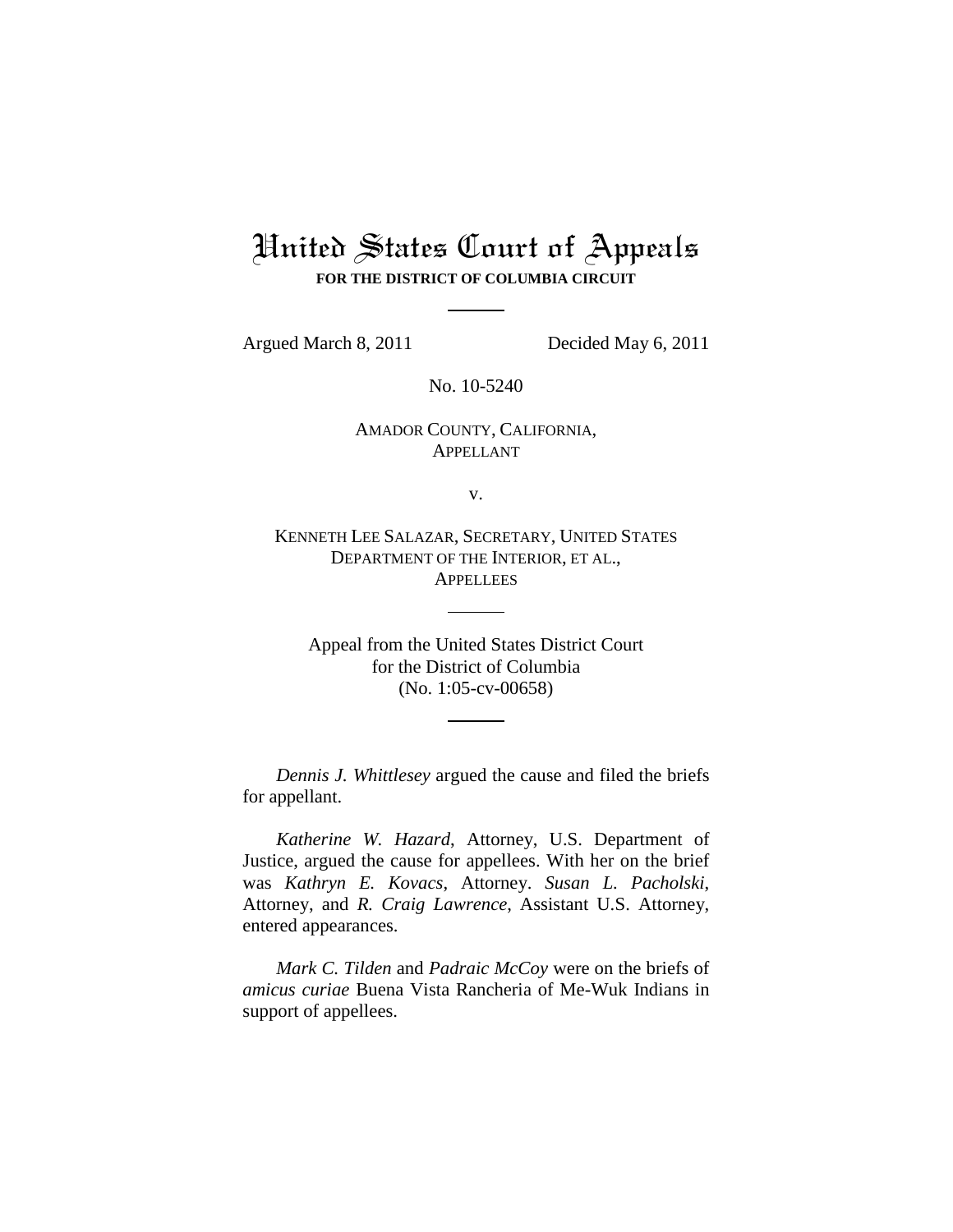# United States Court of Appeals

**FOR THE DISTRICT OF COLUMBIA CIRCUIT**

Argued March 8, 2011 Decided May 6, 2011

No. 10-5240

AMADOR COUNTY, CALIFORNIA,
APPELLANT

v.

KENNETH LEE SALAZAR, SECRETARY, UNITED STATES DEPARTMENT OF THE INTERIOR, ET AL.,
APPELLEES

Appeal from the United States District Court
for the District of Columbia
(No. 1:05-cv-00658)

*Dennis J. Whittlesey* argued the cause and filed the briefs for appellant.

*Katherine W. Hazard*, Attorney, U.S. Department of Justice, argued the cause for appellees. With her on the brief was *Kathryn E. Kovacs*, Attorney. *Susan L. Pacholski*, Attorney, and *R. Craig Lawrence*, Assistant U.S. Attorney, entered appearances.

*Mark C. Tilden* and *Padraic McCoy* were on the briefs of *amicus curiae* Buena Vista Rancheria of Me-Wuk Indians in support of appellees.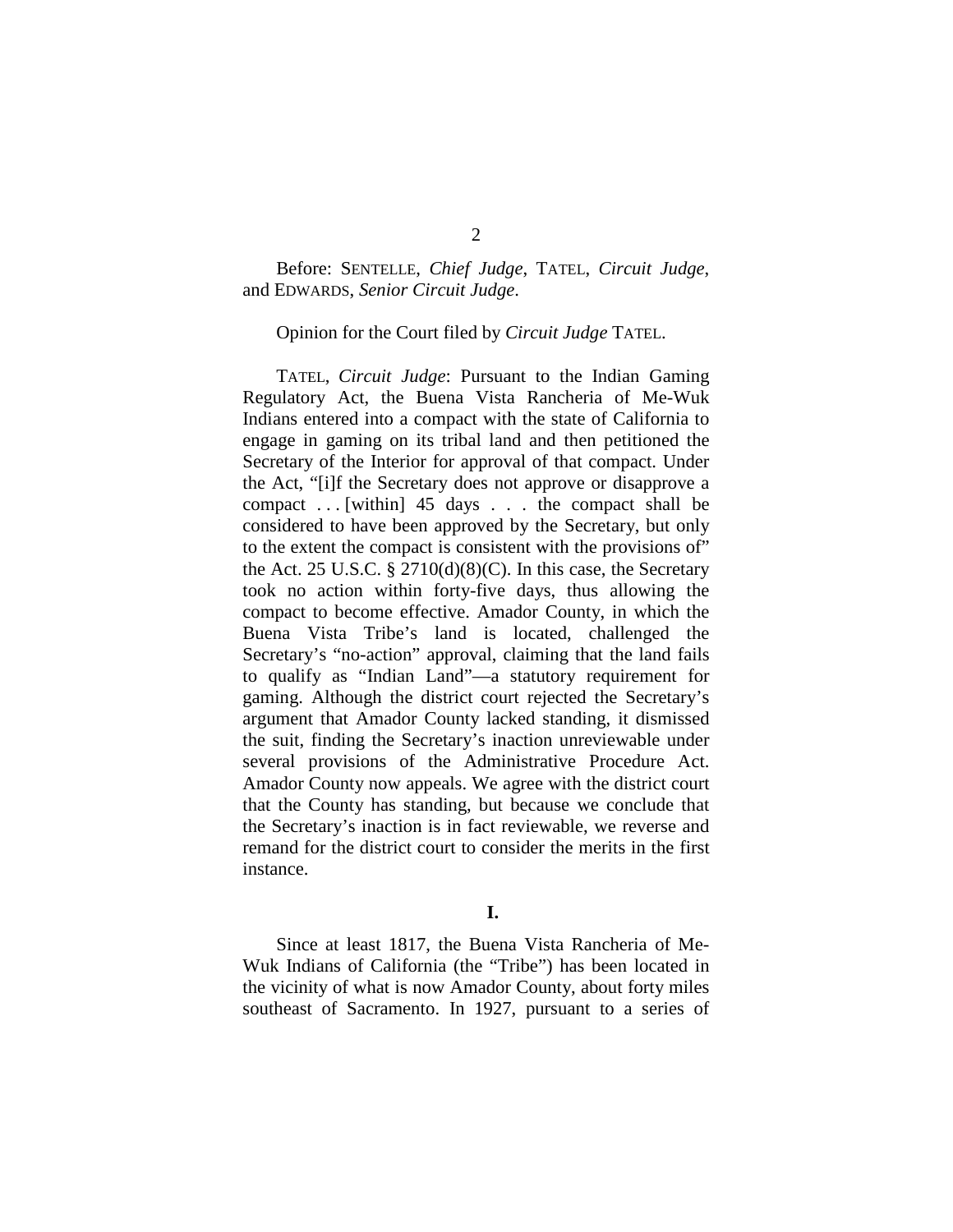Before: SENTELLE, *Chief Judge*, TATEL, *Circuit Judge*, and EDWARDS, *Senior Circuit Judge*.

Opinion for the Court filed by *Circuit Judge* TATEL.

TATEL, *Circuit Judge*: Pursuant to the Indian Gaming Regulatory Act, the Buena Vista Rancheria of Me-Wuk Indians entered into a compact with the state of California to engage in gaming on its tribal land and then petitioned the Secretary of the Interior for approval of that compact. Under the Act, "[i]f the Secretary does not approve or disapprove a compact . . . [within] 45 days . . . the compact shall be considered to have been approved by the Secretary, but only to the extent the compact is consistent with the provisions of" the Act. 25 U.S.C. § 2710(d)(8)(C). In this case, the Secretary took no action within forty-five days, thus allowing the compact to become effective. Amador County, in which the Buena Vista Tribe's land is located, challenged the Secretary's "no-action" approval, claiming that the land fails to qualify as "Indian Land"—a statutory requirement for gaming. Although the district court rejected the Secretary's argument that Amador County lacked standing, it dismissed the suit, finding the Secretary's inaction unreviewable under several provisions of the Administrative Procedure Act. Amador County now appeals. We agree with the district court that the County has standing, but because we conclude that the Secretary's inaction is in fact reviewable, we reverse and remand for the district court to consider the merits in the first instance.

## I.

Since at least 1817, the Buena Vista Rancheria of Me-Wuk Indians of California (the "Tribe") has been located in the vicinity of what is now Amador County, about forty miles southeast of Sacramento. In 1927, pursuant to a series of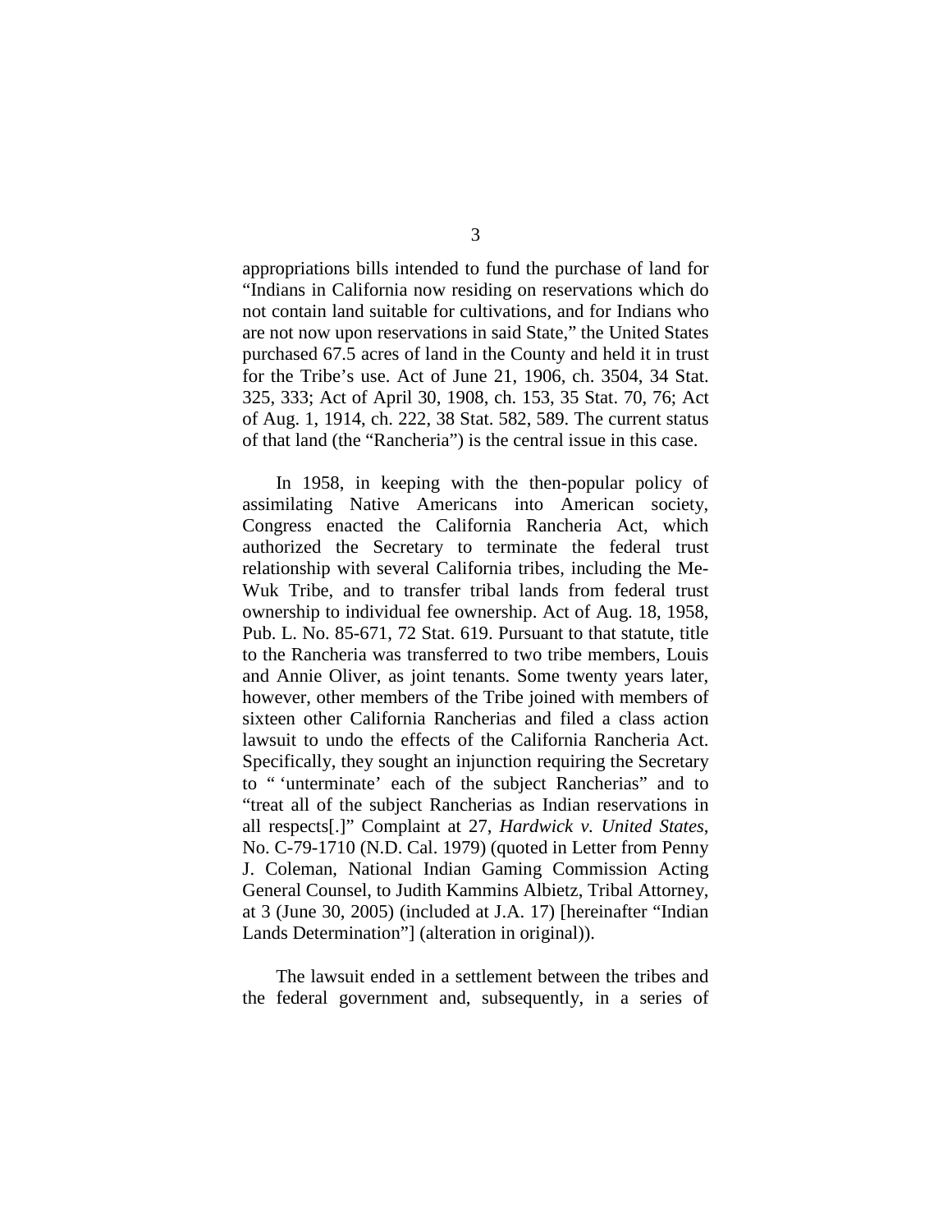appropriations bills intended to fund the purchase of land for "Indians in California now residing on reservations which do not contain land suitable for cultivations, and for Indians who are not now upon reservations in said State," the United States purchased 67.5 acres of land in the County and held it in trust for the Tribe's use. Act of June 21, 1906, ch. 3504, 34 Stat. 325, 333; Act of April 30, 1908, ch. 153, 35 Stat. 70, 76; Act of Aug. 1, 1914, ch. 222, 38 Stat. 582, 589. The current status of that land (the "Rancheria") is the central issue in this case.

In 1958, in keeping with the then-popular policy of assimilating Native Americans into American society, Congress enacted the California Rancheria Act, which authorized the Secretary to terminate the federal trust relationship with several California tribes, including the Me-Wuk Tribe, and to transfer tribal lands from federal trust ownership to individual fee ownership. Act of Aug. 18, 1958, Pub. L. No. 85-671, 72 Stat. 619. Pursuant to that statute, title to the Rancheria was transferred to two tribe members, Louis and Annie Oliver, as joint tenants. Some twenty years later, however, other members of the Tribe joined with members of sixteen other California Rancherias and filed a class action lawsuit to undo the effects of the California Rancheria Act. Specifically, they sought an injunction requiring the Secretary to " 'unterminate' each of the subject Rancherias" and to "treat all of the subject Rancherias as Indian reservations in all respects[.]" Complaint at 27, *Hardwick v. United States*, No. C-79-1710 (N.D. Cal. 1979) (quoted in Letter from Penny J. Coleman, National Indian Gaming Commission Acting General Counsel, to Judith Kammins Albietz, Tribal Attorney, at 3 (June 30, 2005) (included at J.A. 17) [hereinafter "Indian Lands Determination"] (alteration in original)).

The lawsuit ended in a settlement between the tribes and the federal government and, subsequently, in a series of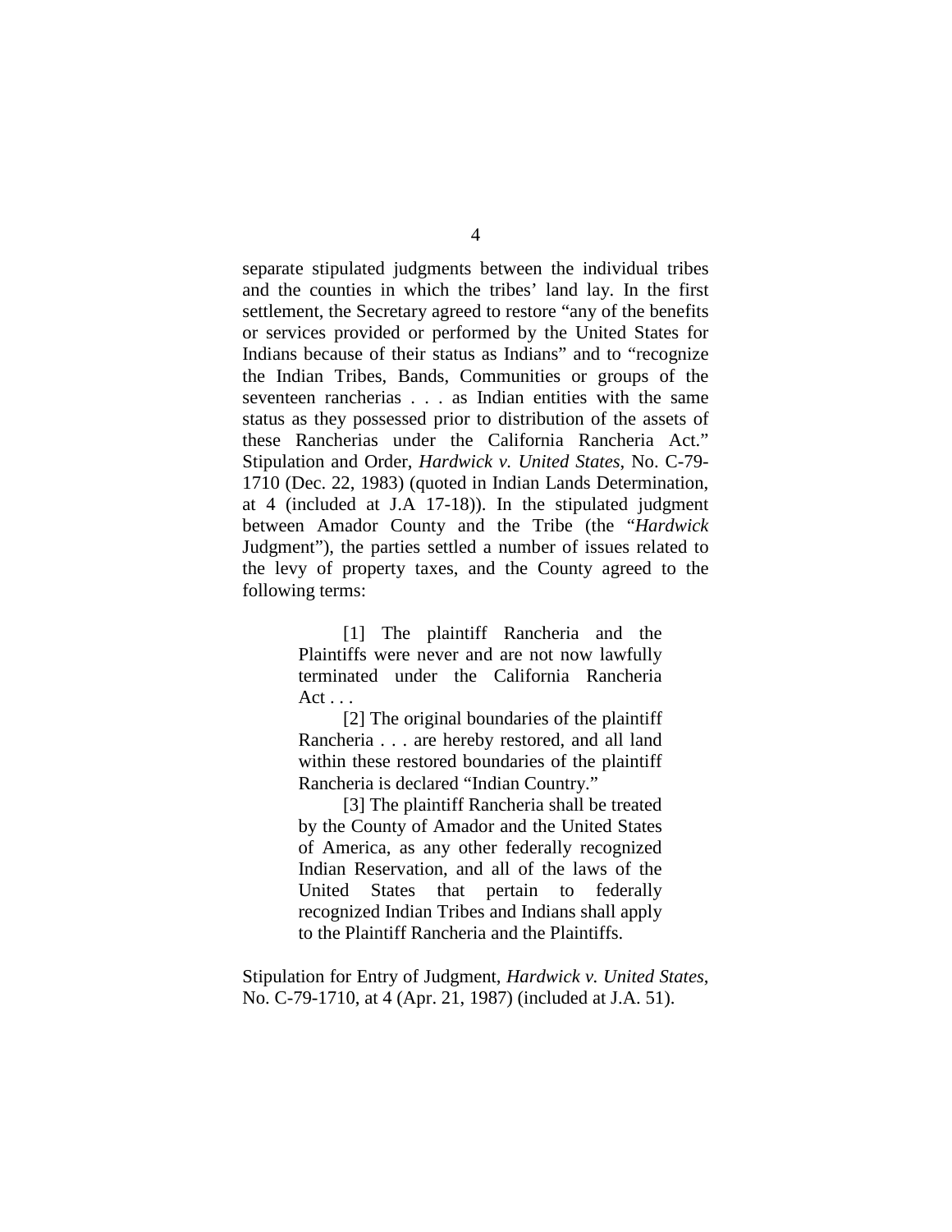separate stipulated judgments between the individual tribes and the counties in which the tribes' land lay. In the first settlement, the Secretary agreed to restore "any of the benefits or services provided or performed by the United States for Indians because of their status as Indians" and to "recognize the Indian Tribes, Bands, Communities or groups of the seventeen rancherias . . . as Indian entities with the same status as they possessed prior to distribution of the assets of these Rancherias under the California Rancheria Act." Stipulation and Order, *Hardwick v. United States*, No. C-79-1710 (Dec. 22, 1983) (quoted in Indian Lands Determination, at 4 (included at J.A 17-18)). In the stipulated judgment between Amador County and the Tribe (the "*Hardwick* Judgment"), the parties settled a number of issues related to the levy of property taxes, and the County agreed to the following terms:

> [1] The plaintiff Rancheria and the Plaintiffs were never and are not now lawfully terminated under the California Rancheria Act . . .
>
> [2] The original boundaries of the plaintiff Rancheria . . . are hereby restored, and all land within these restored boundaries of the plaintiff Rancheria is declared "Indian Country."
>
> [3] The plaintiff Rancheria shall be treated by the County of Amador and the United States of America, as any other federally recognized Indian Reservation, and all of the laws of the United States that pertain to federally recognized Indian Tribes and Indians shall apply to the Plaintiff Rancheria and the Plaintiffs.

Stipulation for Entry of Judgment, *Hardwick v. United States*, No. C-79-1710, at 4 (Apr. 21, 1987) (included at J.A. 51).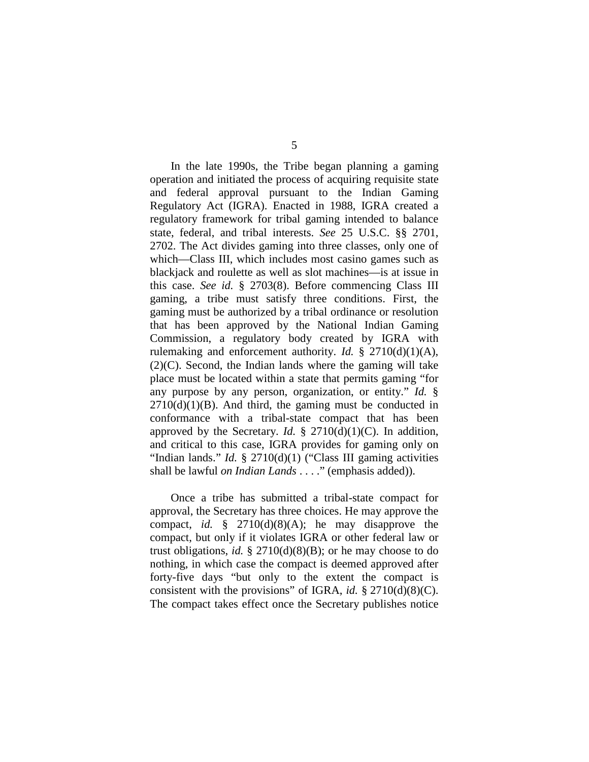In the late 1990s, the Tribe began planning a gaming operation and initiated the process of acquiring requisite state and federal approval pursuant to the Indian Gaming Regulatory Act (IGRA). Enacted in 1988, IGRA created a regulatory framework for tribal gaming intended to balance state, federal, and tribal interests. *See* 25 U.S.C. §§ 2701, 2702. The Act divides gaming into three classes, only one of which—Class III, which includes most casino games such as blackjack and roulette as well as slot machines—is at issue in this case. *See id.* § 2703(8). Before commencing Class III gaming, a tribe must satisfy three conditions. First, the gaming must be authorized by a tribal ordinance or resolution that has been approved by the National Indian Gaming Commission, a regulatory body created by IGRA with rulemaking and enforcement authority. *Id.* § 2710(d)(1)(A), (2)(C). Second, the Indian lands where the gaming will take place must be located within a state that permits gaming "for any purpose by any person, organization, or entity." *Id.* § 2710(d)(1)(B). And third, the gaming must be conducted in conformance with a tribal-state compact that has been approved by the Secretary. *Id.* § 2710(d)(1)(C). In addition, and critical to this case, IGRA provides for gaming only on "Indian lands." *Id.* § 2710(d)(1) ("Class III gaming activities shall be lawful *on Indian Lands* . . . ." (emphasis added)).

Once a tribe has submitted a tribal-state compact for approval, the Secretary has three choices. He may approve the compact, *id.* § 2710(d)(8)(A); he may disapprove the compact, but only if it violates IGRA or other federal law or trust obligations, *id.* § 2710(d)(8)(B); or he may choose to do nothing, in which case the compact is deemed approved after forty-five days "but only to the extent the compact is consistent with the provisions" of IGRA, *id.* § 2710(d)(8)(C). The compact takes effect once the Secretary publishes notice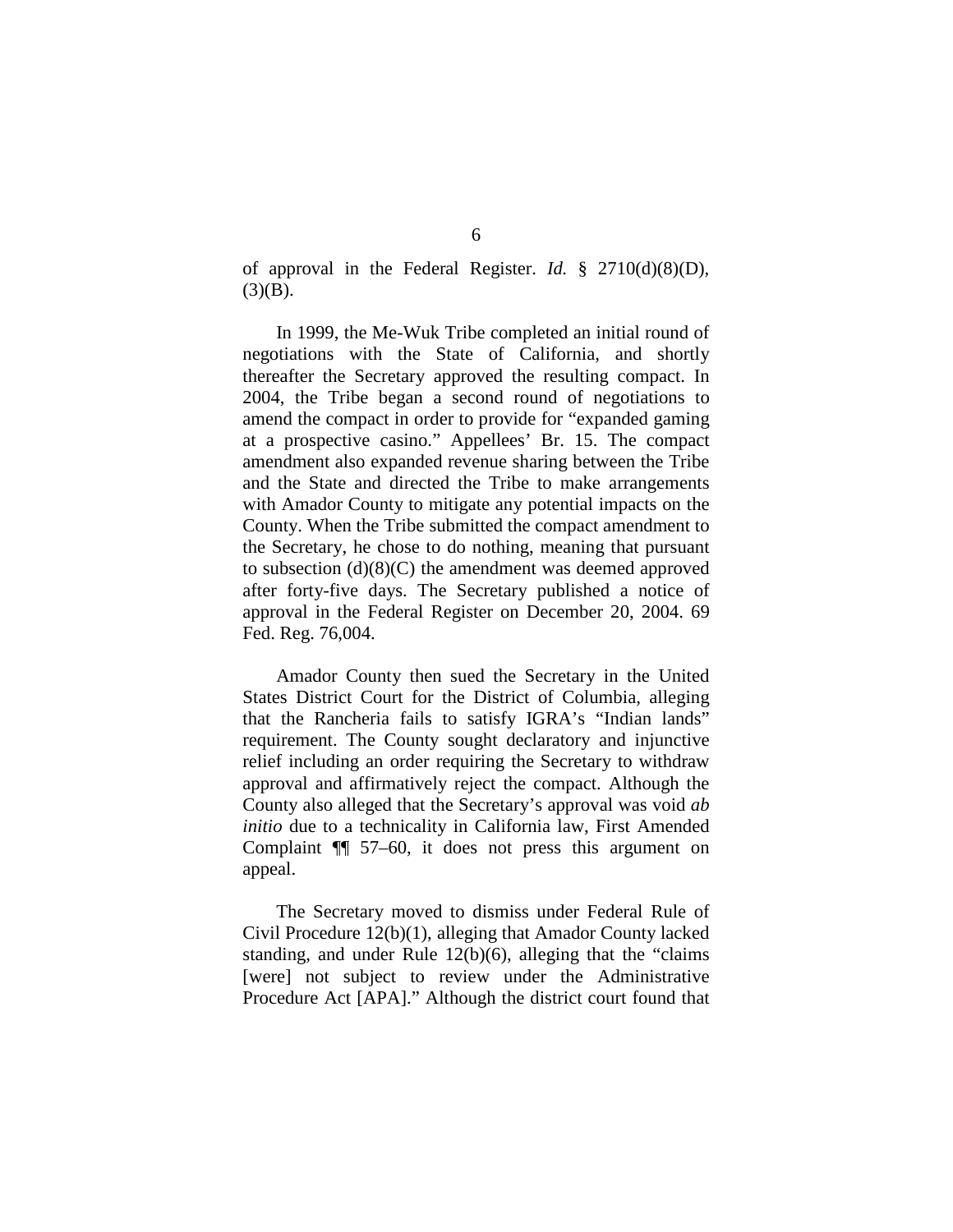of approval in the Federal Register. *Id.* § 2710(d)(8)(D), (3)(B).

In 1999, the Me-Wuk Tribe completed an initial round of negotiations with the State of California, and shortly thereafter the Secretary approved the resulting compact. In 2004, the Tribe began a second round of negotiations to amend the compact in order to provide for "expanded gaming at a prospective casino." Appellees' Br. 15. The compact amendment also expanded revenue sharing between the Tribe and the State and directed the Tribe to make arrangements with Amador County to mitigate any potential impacts on the County. When the Tribe submitted the compact amendment to the Secretary, he chose to do nothing, meaning that pursuant to subsection (d)(8)(C) the amendment was deemed approved after forty-five days. The Secretary published a notice of approval in the Federal Register on December 20, 2004. 69 Fed. Reg. 76,004.

Amador County then sued the Secretary in the United States District Court for the District of Columbia, alleging that the Rancheria fails to satisfy IGRA's "Indian lands" requirement. The County sought declaratory and injunctive relief including an order requiring the Secretary to withdraw approval and affirmatively reject the compact. Although the County also alleged that the Secretary's approval was void *ab initio* due to a technicality in California law, First Amended Complaint ¶¶ 57–60, it does not press this argument on appeal.

The Secretary moved to dismiss under Federal Rule of Civil Procedure 12(b)(1), alleging that Amador County lacked standing, and under Rule 12(b)(6), alleging that the "claims [were] not subject to review under the Administrative Procedure Act [APA]." Although the district court found that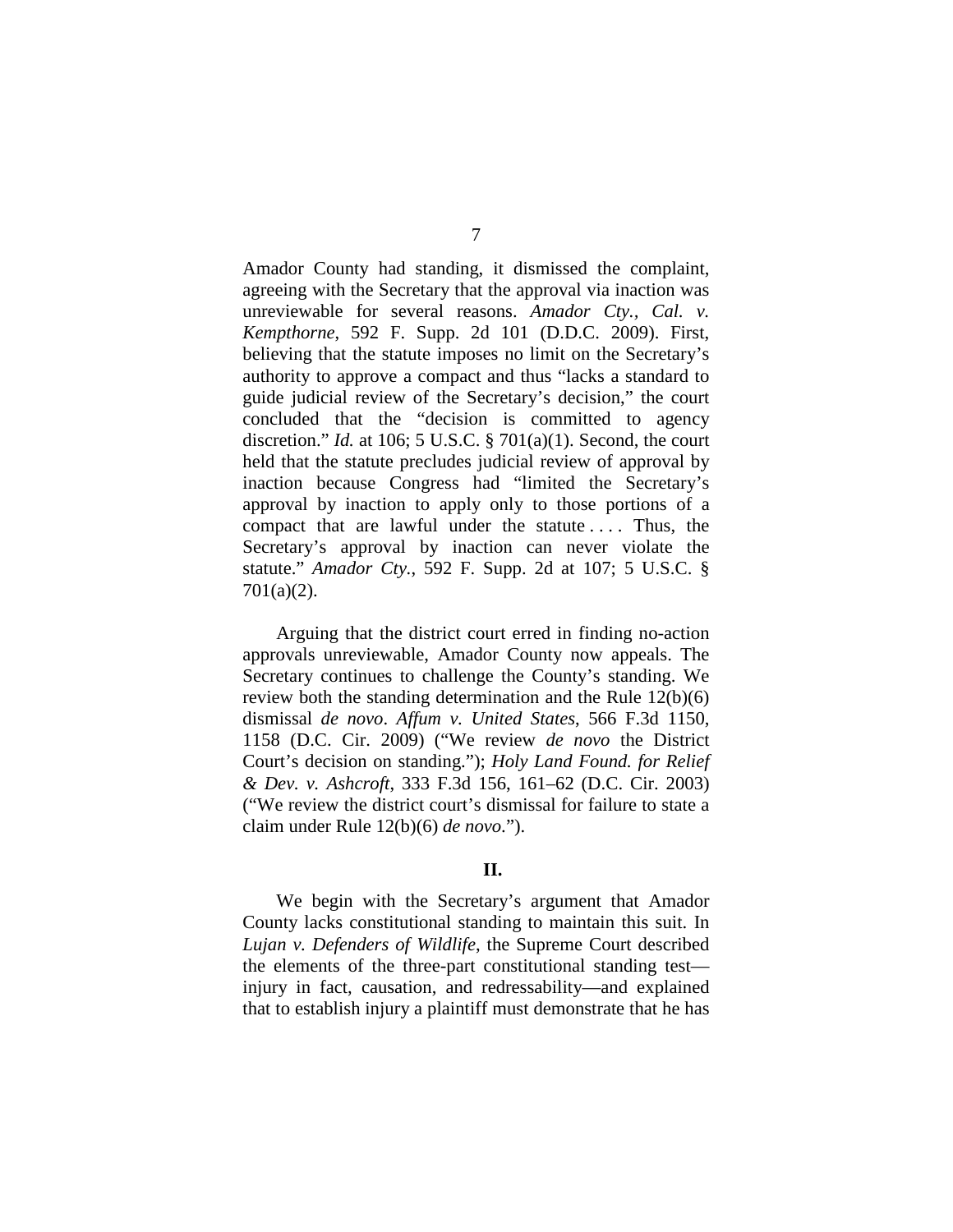Amador County had standing, it dismissed the complaint, agreeing with the Secretary that the approval via inaction was unreviewable for several reasons. *Amador Cty., Cal. v. Kempthorne*, 592 F. Supp. 2d 101 (D.D.C. 2009). First, believing that the statute imposes no limit on the Secretary's authority to approve a compact and thus "lacks a standard to guide judicial review of the Secretary's decision," the court concluded that the "decision is committed to agency discretion." *Id.* at 106; 5 U.S.C. § 701(a)(1). Second, the court held that the statute precludes judicial review of approval by inaction because Congress had "limited the Secretary's approval by inaction to apply only to those portions of a compact that are lawful under the statute . . . . Thus, the Secretary's approval by inaction can never violate the statute." *Amador Cty.*, 592 F. Supp. 2d at 107; 5 U.S.C. § 701(a)(2).

Arguing that the district court erred in finding no-action approvals unreviewable, Amador County now appeals. The Secretary continues to challenge the County's standing. We review both the standing determination and the Rule 12(b)(6) dismissal *de novo*. *Affum v. United States*, 566 F.3d 1150, 1158 (D.C. Cir. 2009) ("We review *de novo* the District Court's decision on standing."); *Holy Land Found. for Relief & Dev. v. Ashcroft*, 333 F.3d 156, 161–62 (D.C. Cir. 2003) ("We review the district court's dismissal for failure to state a claim under Rule 12(b)(6) *de novo*.").

## II.

We begin with the Secretary's argument that Amador County lacks constitutional standing to maintain this suit. In *Lujan v. Defenders of Wildlife*, the Supreme Court described the elements of the three-part constitutional standing test—injury in fact, causation, and redressability—and explained that to establish injury a plaintiff must demonstrate that he has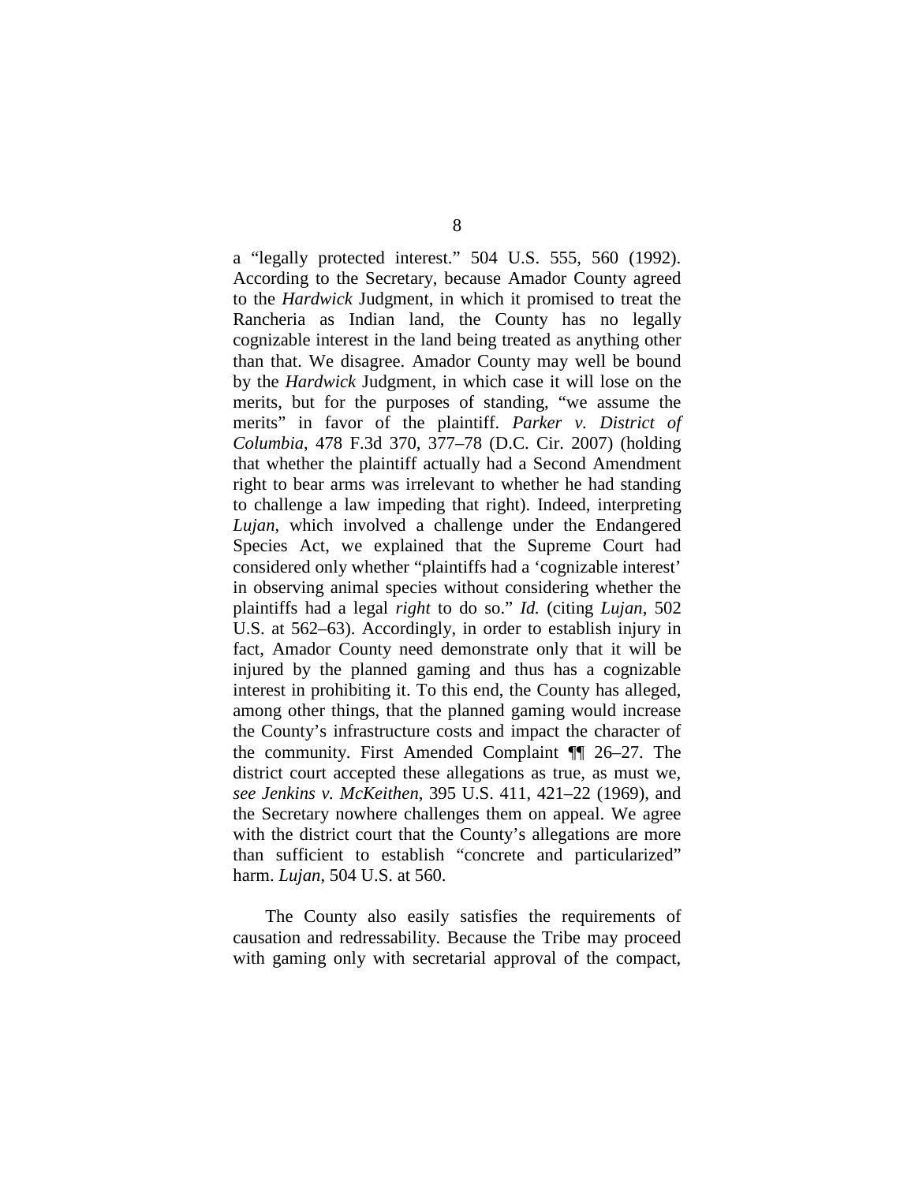a "legally protected interest." 504 U.S. 555, 560 (1992). According to the Secretary, because Amador County agreed to the *Hardwick* Judgment, in which it promised to treat the Rancheria as Indian land, the County has no legally cognizable interest in the land being treated as anything other than that. We disagree. Amador County may well be bound by the *Hardwick* Judgment, in which case it will lose on the merits, but for the purposes of standing, "we assume the merits" in favor of the plaintiff. *Parker v. District of Columbia*, 478 F.3d 370, 377–78 (D.C. Cir. 2007) (holding that whether the plaintiff actually had a Second Amendment right to bear arms was irrelevant to whether he had standing to challenge a law impeding that right). Indeed, interpreting *Lujan*, which involved a challenge under the Endangered Species Act, we explained that the Supreme Court had considered only whether "plaintiffs had a 'cognizable interest' in observing animal species without considering whether the plaintiffs had a legal *right* to do so." *Id.* (citing *Lujan*, 502 U.S. at 562–63). Accordingly, in order to establish injury in fact, Amador County need demonstrate only that it will be injured by the planned gaming and thus has a cognizable interest in prohibiting it. To this end, the County has alleged, among other things, that the planned gaming would increase the County's infrastructure costs and impact the character of the community. First Amended Complaint ¶¶ 26–27. The district court accepted these allegations as true, as must we, *see Jenkins v. McKeithen*, 395 U.S. 411, 421–22 (1969), and the Secretary nowhere challenges them on appeal. We agree with the district court that the County's allegations are more than sufficient to establish "concrete and particularized" harm. *Lujan*, 504 U.S. at 560.

The County also easily satisfies the requirements of causation and redressability. Because the Tribe may proceed with gaming only with secretarial approval of the compact,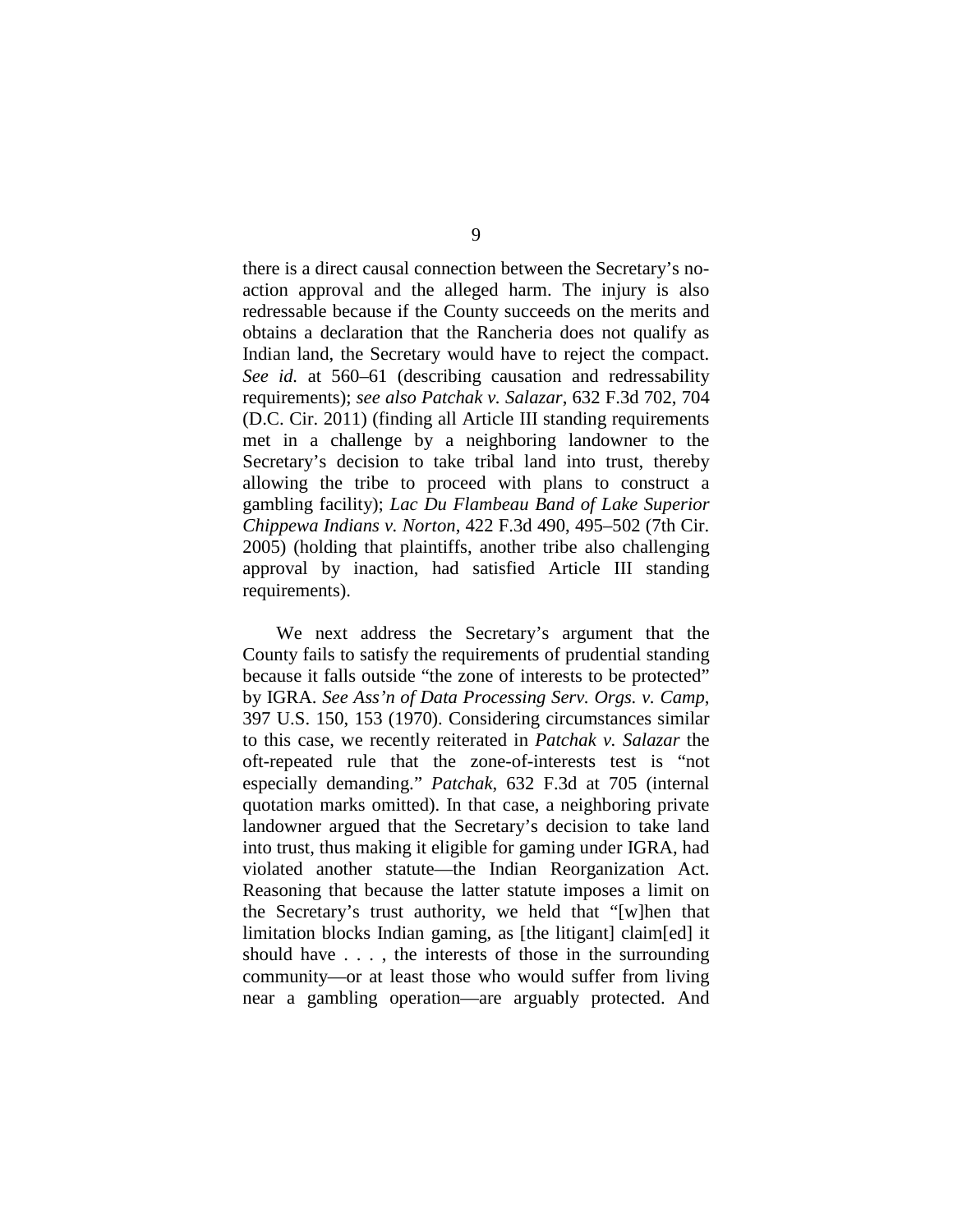there is a direct causal connection between the Secretary's no-action approval and the alleged harm. The injury is also redressable because if the County succeeds on the merits and obtains a declaration that the Rancheria does not qualify as Indian land, the Secretary would have to reject the compact. *See id.* at 560–61 (describing causation and redressability requirements); *see also Patchak v. Salazar*, 632 F.3d 702, 704 (D.C. Cir. 2011) (finding all Article III standing requirements met in a challenge by a neighboring landowner to the Secretary's decision to take tribal land into trust, thereby allowing the tribe to proceed with plans to construct a gambling facility); *Lac Du Flambeau Band of Lake Superior Chippewa Indians v. Norton*, 422 F.3d 490, 495–502 (7th Cir. 2005) (holding that plaintiffs, another tribe also challenging approval by inaction, had satisfied Article III standing requirements).

We next address the Secretary's argument that the County fails to satisfy the requirements of prudential standing because it falls outside "the zone of interests to be protected" by IGRA. *See Ass'n of Data Processing Serv. Orgs. v. Camp*, 397 U.S. 150, 153 (1970). Considering circumstances similar to this case, we recently reiterated in *Patchak v. Salazar* the oft-repeated rule that the zone-of-interests test is "not especially demanding." *Patchak*, 632 F.3d at 705 (internal quotation marks omitted). In that case, a neighboring private landowner argued that the Secretary's decision to take land into trust, thus making it eligible for gaming under IGRA, had violated another statute—the Indian Reorganization Act. Reasoning that because the latter statute imposes a limit on the Secretary's trust authority, we held that "[w]hen that limitation blocks Indian gaming, as [the litigant] claim[ed] it should have . . . , the interests of those in the surrounding community—or at least those who would suffer from living near a gambling operation—are arguably protected. And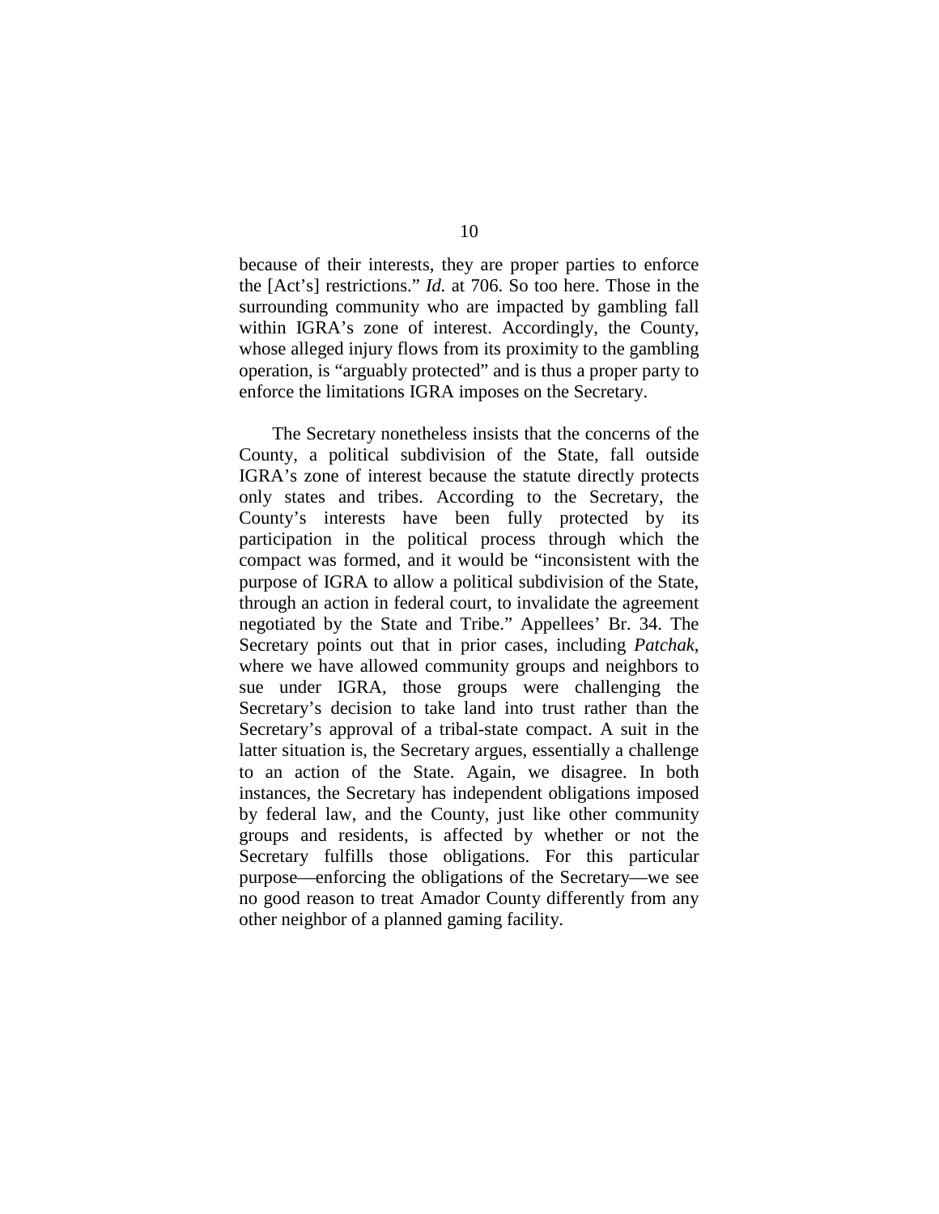because of their interests, they are proper parties to enforce the [Act's] restrictions." *Id.* at 706. So too here. Those in the surrounding community who are impacted by gambling fall within IGRA's zone of interest. Accordingly, the County, whose alleged injury flows from its proximity to the gambling operation, is "arguably protected" and is thus a proper party to enforce the limitations IGRA imposes on the Secretary.

The Secretary nonetheless insists that the concerns of the County, a political subdivision of the State, fall outside IGRA's zone of interest because the statute directly protects only states and tribes. According to the Secretary, the County's interests have been fully protected by its participation in the political process through which the compact was formed, and it would be "inconsistent with the purpose of IGRA to allow a political subdivision of the State, through an action in federal court, to invalidate the agreement negotiated by the State and Tribe." Appellees' Br. 34. The Secretary points out that in prior cases, including *Patchak*, where we have allowed community groups and neighbors to sue under IGRA, those groups were challenging the Secretary's decision to take land into trust rather than the Secretary's approval of a tribal-state compact. A suit in the latter situation is, the Secretary argues, essentially a challenge to an action of the State. Again, we disagree. In both instances, the Secretary has independent obligations imposed by federal law, and the County, just like other community groups and residents, is affected by whether or not the Secretary fulfills those obligations. For this particular purpose—enforcing the obligations of the Secretary—we see no good reason to treat Amador County differently from any other neighbor of a planned gaming facility.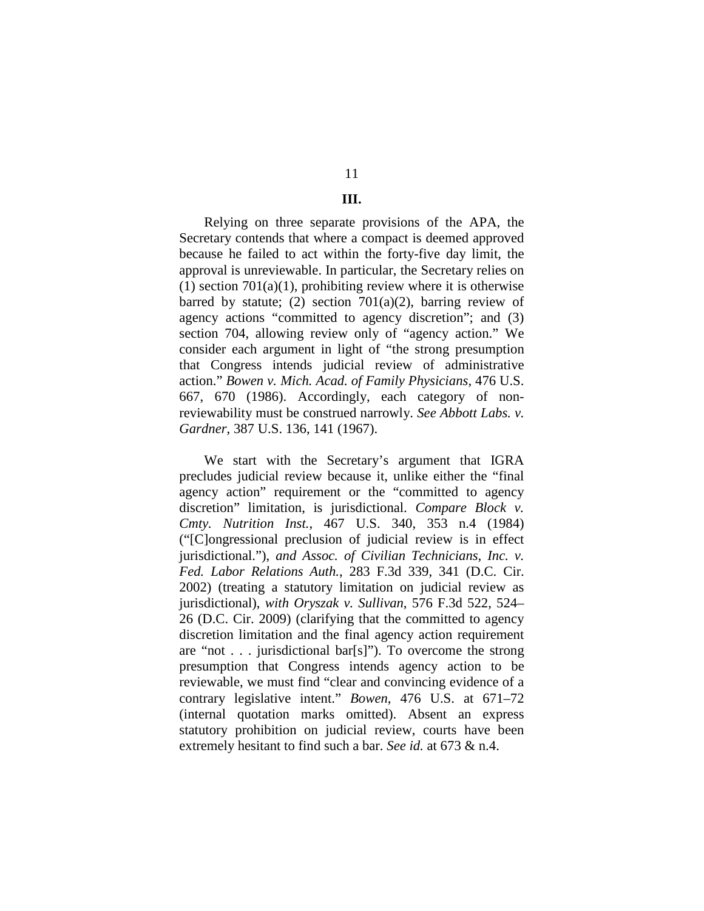## III.

Relying on three separate provisions of the APA, the Secretary contends that where a compact is deemed approved because he failed to act within the forty-five day limit, the approval is unreviewable. In particular, the Secretary relies on (1) section 701(a)(1), prohibiting review where it is otherwise barred by statute; (2) section 701(a)(2), barring review of agency actions "committed to agency discretion"; and (3) section 704, allowing review only of "agency action." We consider each argument in light of "the strong presumption that Congress intends judicial review of administrative action." *Bowen v. Mich. Acad. of Family Physicians*, 476 U.S. 667, 670 (1986). Accordingly, each category of non-reviewability must be construed narrowly. *See Abbott Labs. v. Gardner*, 387 U.S. 136, 141 (1967).

We start with the Secretary's argument that IGRA precludes judicial review because it, unlike either the "final agency action" requirement or the "committed to agency discretion" limitation, is jurisdictional. *Compare Block v. Cmty. Nutrition Inst.*, 467 U.S. 340, 353 n.4 (1984) ("[C]ongressional preclusion of judicial review is in effect jurisdictional."), *and Assoc. of Civilian Technicians, Inc. v. Fed. Labor Relations Auth.*, 283 F.3d 339, 341 (D.C. Cir. 2002) (treating a statutory limitation on judicial review as jurisdictional), *with Oryszak v. Sullivan*, 576 F.3d 522, 524–26 (D.C. Cir. 2009) (clarifying that the committed to agency discretion limitation and the final agency action requirement are "not . . . jurisdictional bar[s]"). To overcome the strong presumption that Congress intends agency action to be reviewable, we must find "clear and convincing evidence of a contrary legislative intent." *Bowen*, 476 U.S. at 671–72 (internal quotation marks omitted). Absent an express statutory prohibition on judicial review, courts have been extremely hesitant to find such a bar. *See id.* at 673 & n.4.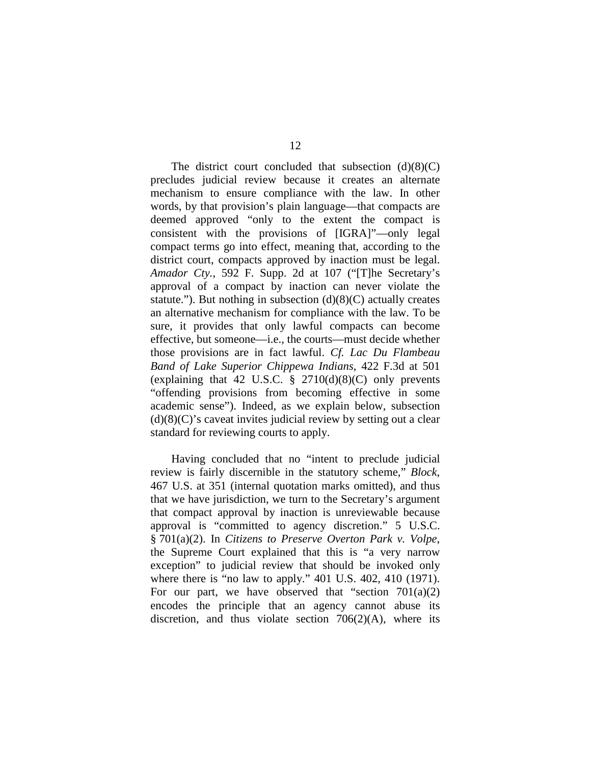The district court concluded that subsection (d)(8)(C) precludes judicial review because it creates an alternate mechanism to ensure compliance with the law. In other words, by that provision's plain language—that compacts are deemed approved "only to the extent the compact is consistent with the provisions of [IGRA]"—only legal compact terms go into effect, meaning that, according to the district court, compacts approved by inaction must be legal. *Amador Cty.*, 592 F. Supp. 2d at 107 ("[T]he Secretary's approval of a compact by inaction can never violate the statute."). But nothing in subsection (d)(8)(C) actually creates an alternative mechanism for compliance with the law. To be sure, it provides that only lawful compacts can become effective, but someone—i.e., the courts—must decide whether those provisions are in fact lawful. *Cf. Lac Du Flambeau Band of Lake Superior Chippewa Indians*, 422 F.3d at 501 (explaining that 42 U.S.C. § 2710(d)(8)(C) only prevents "offending provisions from becoming effective in some academic sense"). Indeed, as we explain below, subsection (d)(8)(C)'s caveat invites judicial review by setting out a clear standard for reviewing courts to apply.

Having concluded that no "intent to preclude judicial review is fairly discernible in the statutory scheme," *Block*, 467 U.S. at 351 (internal quotation marks omitted), and thus that we have jurisdiction, we turn to the Secretary's argument that compact approval by inaction is unreviewable because approval is "committed to agency discretion." 5 U.S.C. § 701(a)(2). In *Citizens to Preserve Overton Park v. Volpe*, the Supreme Court explained that this is "a very narrow exception" to judicial review that should be invoked only where there is "no law to apply." 401 U.S. 402, 410 (1971). For our part, we have observed that "section 701(a)(2) encodes the principle that an agency cannot abuse its discretion, and thus violate section 706(2)(A), where its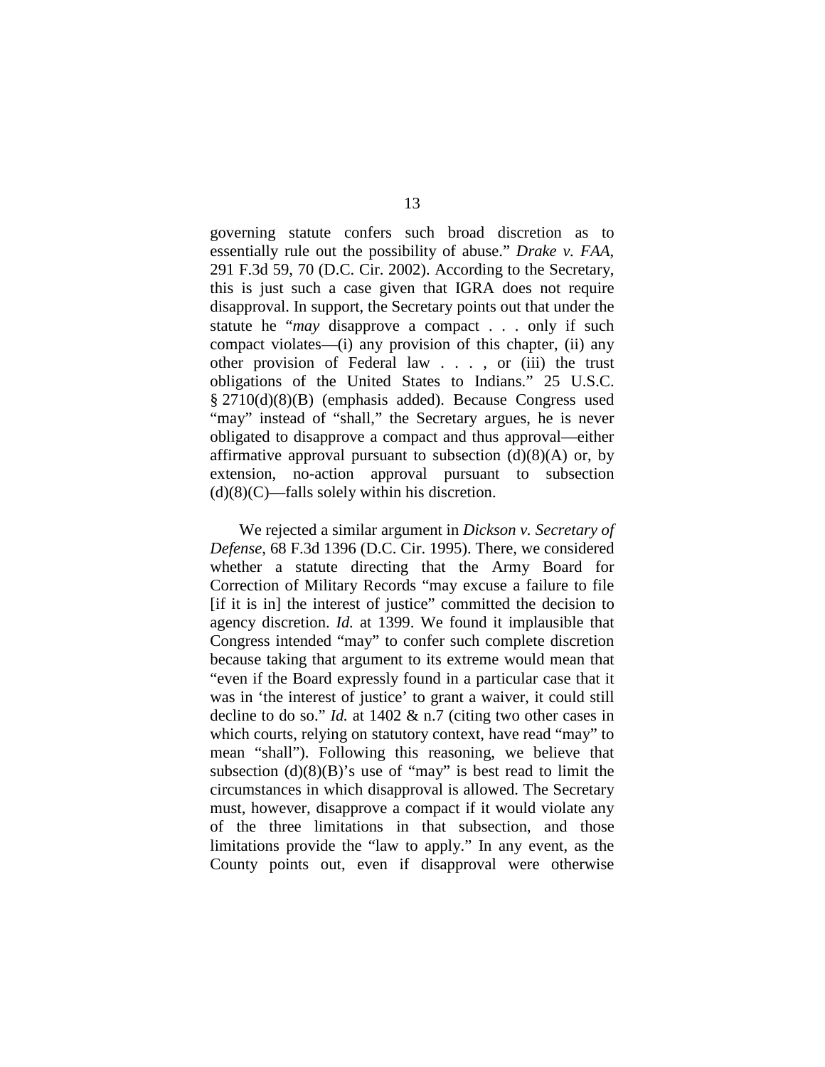governing statute confers such broad discretion as to essentially rule out the possibility of abuse." *Drake v. FAA*, 291 F.3d 59, 70 (D.C. Cir. 2002). According to the Secretary, this is just such a case given that IGRA does not require disapproval. In support, the Secretary points out that under the statute he "*may* disapprove a compact . . . only if such compact violates—(i) any provision of this chapter, (ii) any other provision of Federal law . . . , or (iii) the trust obligations of the United States to Indians." 25 U.S.C. § 2710(d)(8)(B) (emphasis added). Because Congress used "may" instead of "shall," the Secretary argues, he is never obligated to disapprove a compact and thus approval—either affirmative approval pursuant to subsection (d)(8)(A) or, by extension, no-action approval pursuant to subsection (d)(8)(C)—falls solely within his discretion.

We rejected a similar argument in *Dickson v. Secretary of Defense*, 68 F.3d 1396 (D.C. Cir. 1995). There, we considered whether a statute directing that the Army Board for Correction of Military Records "may excuse a failure to file [if it is in] the interest of justice" committed the decision to agency discretion. *Id.* at 1399. We found it implausible that Congress intended "may" to confer such complete discretion because taking that argument to its extreme would mean that "even if the Board expressly found in a particular case that it was in 'the interest of justice' to grant a waiver, it could still decline to do so." *Id.* at 1402 & n.7 (citing two other cases in which courts, relying on statutory context, have read "may" to mean "shall"). Following this reasoning, we believe that subsection (d)(8)(B)'s use of "may" is best read to limit the circumstances in which disapproval is allowed. The Secretary must, however, disapprove a compact if it would violate any of the three limitations in that subsection, and those limitations provide the "law to apply." In any event, as the County points out, even if disapproval were otherwise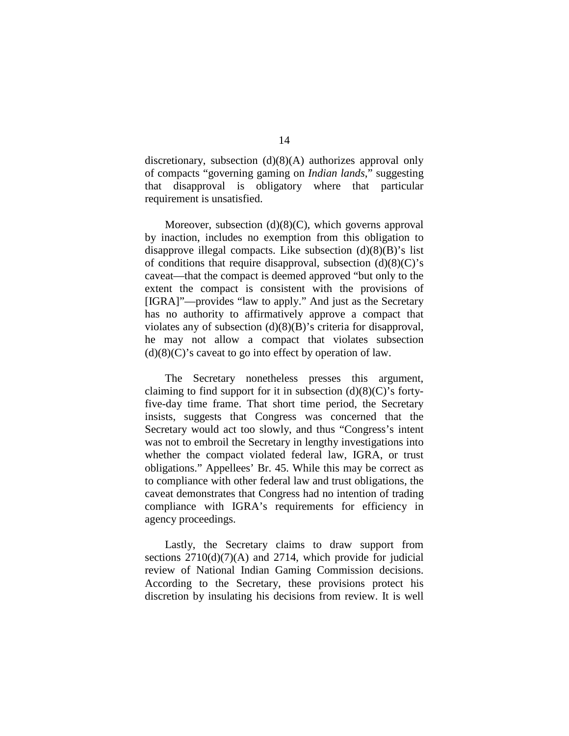discretionary, subsection (d)(8)(A) authorizes approval only of compacts "governing gaming on *Indian lands*," suggesting that disapproval is obligatory where that particular requirement is unsatisfied.

Moreover, subsection (d)(8)(C), which governs approval by inaction, includes no exemption from this obligation to disapprove illegal compacts. Like subsection (d)(8)(B)'s list of conditions that require disapproval, subsection (d)(8)(C)'s caveat—that the compact is deemed approved "but only to the extent the compact is consistent with the provisions of [IGRA]"—provides "law to apply." And just as the Secretary has no authority to affirmatively approve a compact that violates any of subsection (d)(8)(B)'s criteria for disapproval, he may not allow a compact that violates subsection (d)(8)(C)'s caveat to go into effect by operation of law.

The Secretary nonetheless presses this argument, claiming to find support for it in subsection (d)(8)(C)'s forty-five-day time frame. That short time period, the Secretary insists, suggests that Congress was concerned that the Secretary would act too slowly, and thus "Congress's intent was not to embroil the Secretary in lengthy investigations into whether the compact violated federal law, IGRA, or trust obligations." Appellees' Br. 45. While this may be correct as to compliance with other federal law and trust obligations, the caveat demonstrates that Congress had no intention of trading compliance with IGRA's requirements for efficiency in agency proceedings.

Lastly, the Secretary claims to draw support from sections 2710(d)(7)(A) and 2714, which provide for judicial review of National Indian Gaming Commission decisions. According to the Secretary, these provisions protect his discretion by insulating his decisions from review. It is well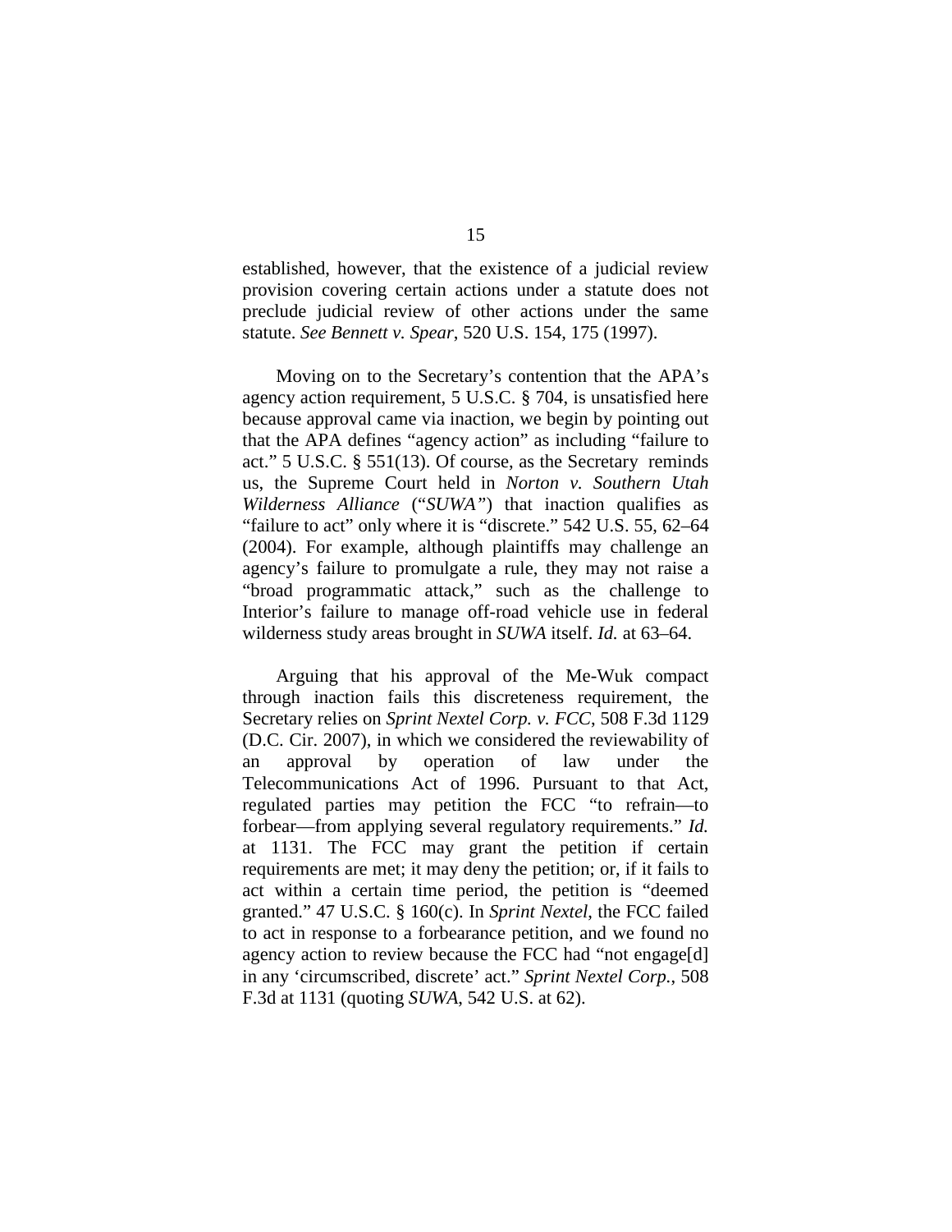established, however, that the existence of a judicial review provision covering certain actions under a statute does not preclude judicial review of other actions under the same statute. *See Bennett v. Spear*, 520 U.S. 154, 175 (1997).

Moving on to the Secretary's contention that the APA's agency action requirement, 5 U.S.C. § 704, is unsatisfied here because approval came via inaction, we begin by pointing out that the APA defines "agency action" as including "failure to act." 5 U.S.C. § 551(13). Of course, as the Secretary reminds us, the Supreme Court held in *Norton v. Southern Utah Wilderness Alliance* ("*SUWA*") that inaction qualifies as "failure to act" only where it is "discrete." 542 U.S. 55, 62–64 (2004). For example, although plaintiffs may challenge an agency's failure to promulgate a rule, they may not raise a "broad programmatic attack," such as the challenge to Interior's failure to manage off-road vehicle use in federal wilderness study areas brought in *SUWA* itself. *Id.* at 63–64.

Arguing that his approval of the Me-Wuk compact through inaction fails this discreteness requirement, the Secretary relies on *Sprint Nextel Corp. v. FCC*, 508 F.3d 1129 (D.C. Cir. 2007), in which we considered the reviewability of an approval by operation of law under the Telecommunications Act of 1996. Pursuant to that Act, regulated parties may petition the FCC "to refrain—to forbear—from applying several regulatory requirements." *Id.* at 1131. The FCC may grant the petition if certain requirements are met; it may deny the petition; or, if it fails to act within a certain time period, the petition is "deemed granted." 47 U.S.C. § 160(c). In *Sprint Nextel*, the FCC failed to act in response to a forbearance petition, and we found no agency action to review because the FCC had "not engage[d] in any 'circumscribed, discrete' act." *Sprint Nextel Corp.*, 508 F.3d at 1131 (quoting *SUWA*, 542 U.S. at 62).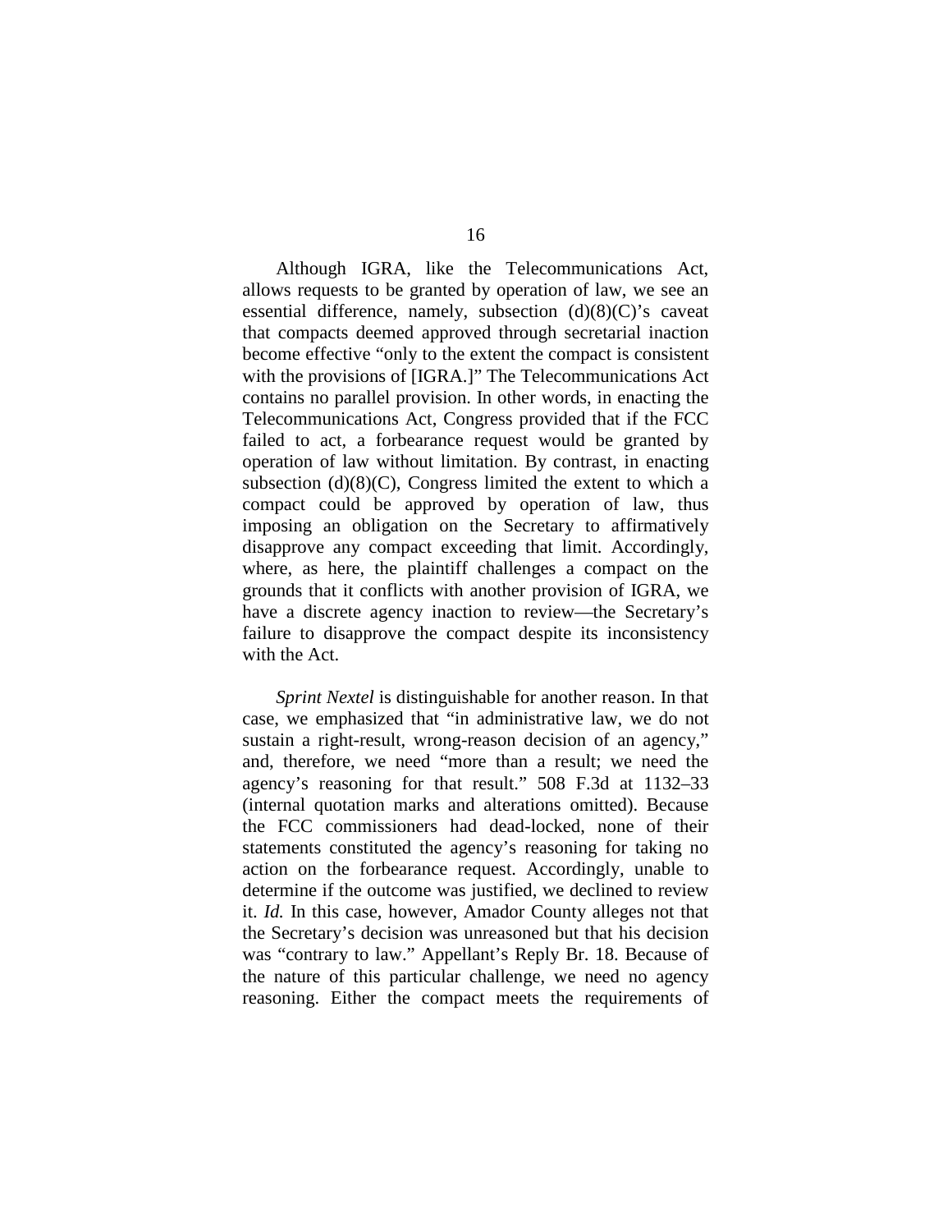Although IGRA, like the Telecommunications Act, allows requests to be granted by operation of law, we see an essential difference, namely, subsection (d)(8)(C)'s caveat that compacts deemed approved through secretarial inaction become effective "only to the extent the compact is consistent with the provisions of [IGRA.]" The Telecommunications Act contains no parallel provision. In other words, in enacting the Telecommunications Act, Congress provided that if the FCC failed to act, a forbearance request would be granted by operation of law without limitation. By contrast, in enacting subsection (d)(8)(C), Congress limited the extent to which a compact could be approved by operation of law, thus imposing an obligation on the Secretary to affirmatively disapprove any compact exceeding that limit. Accordingly, where, as here, the plaintiff challenges a compact on the grounds that it conflicts with another provision of IGRA, we have a discrete agency inaction to review—the Secretary's failure to disapprove the compact despite its inconsistency with the Act.

*Sprint Nextel* is distinguishable for another reason. In that case, we emphasized that "in administrative law, we do not sustain a right-result, wrong-reason decision of an agency," and, therefore, we need "more than a result; we need the agency's reasoning for that result." 508 F.3d at 1132–33 (internal quotation marks and alterations omitted). Because the FCC commissioners had dead-locked, none of their statements constituted the agency's reasoning for taking no action on the forbearance request. Accordingly, unable to determine if the outcome was justified, we declined to review it. *Id.* In this case, however, Amador County alleges not that the Secretary's decision was unreasoned but that his decision was "contrary to law." Appellant's Reply Br. 18. Because of the nature of this particular challenge, we need no agency reasoning. Either the compact meets the requirements of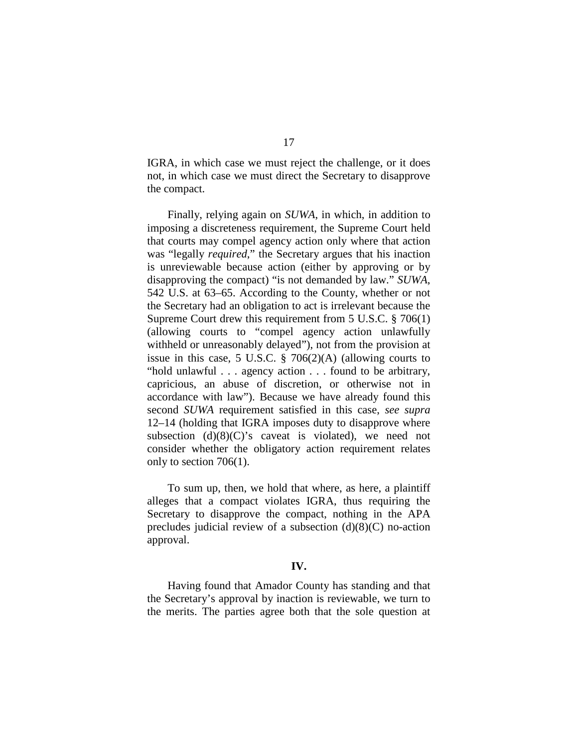IGRA, in which case we must reject the challenge, or it does not, in which case we must direct the Secretary to disapprove the compact.

Finally, relying again on *SUWA*, in which, in addition to imposing a discreteness requirement, the Supreme Court held that courts may compel agency action only where that action was "legally *required*," the Secretary argues that his inaction is unreviewable because action (either by approving or by disapproving the compact) "is not demanded by law." *SUWA*, 542 U.S. at 63–65. According to the County, whether or not the Secretary had an obligation to act is irrelevant because the Supreme Court drew this requirement from 5 U.S.C. § 706(1) (allowing courts to "compel agency action unlawfully withheld or unreasonably delayed"), not from the provision at issue in this case, 5 U.S.C. § 706(2)(A) (allowing courts to "hold unlawful . . . agency action . . . found to be arbitrary, capricious, an abuse of discretion, or otherwise not in accordance with law"). Because we have already found this second *SUWA* requirement satisfied in this case, *see supra* 12–14 (holding that IGRA imposes duty to disapprove where subsection (d)(8)(C)'s caveat is violated), we need not consider whether the obligatory action requirement relates only to section 706(1).

To sum up, then, we hold that where, as here, a plaintiff alleges that a compact violates IGRA, thus requiring the Secretary to disapprove the compact, nothing in the APA precludes judicial review of a subsection (d)(8)(C) no-action approval.

## IV.

Having found that Amador County has standing and that the Secretary's approval by inaction is reviewable, we turn to the merits. The parties agree both that the sole question at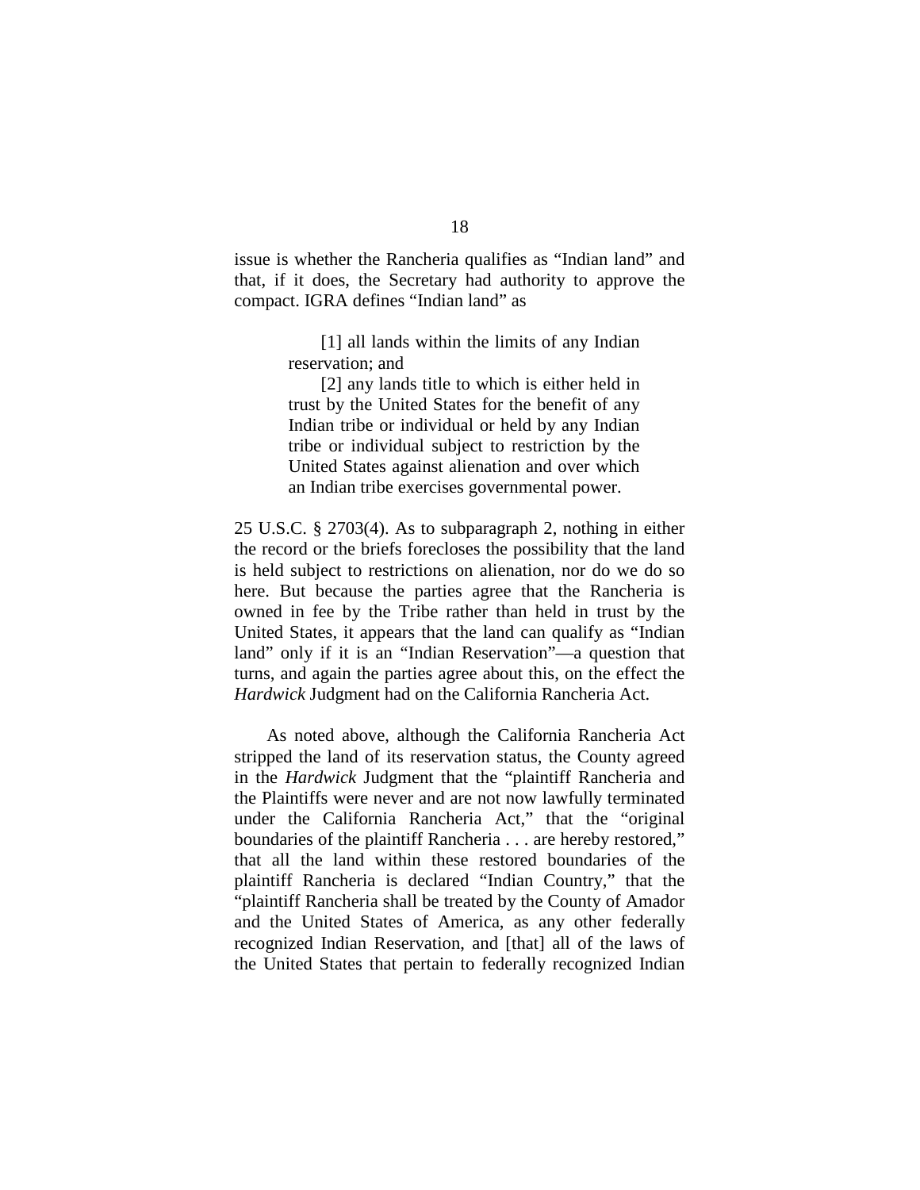issue is whether the Rancheria qualifies as "Indian land" and that, if it does, the Secretary had authority to approve the compact. IGRA defines "Indian land" as

> [1] all lands within the limits of any Indian reservation; and
>
> [2] any lands title to which is either held in trust by the United States for the benefit of any Indian tribe or individual or held by any Indian tribe or individual subject to restriction by the United States against alienation and over which an Indian tribe exercises governmental power.

25 U.S.C. § 2703(4). As to subparagraph 2, nothing in either the record or the briefs forecloses the possibility that the land is held subject to restrictions on alienation, nor do we do so here. But because the parties agree that the Rancheria is owned in fee by the Tribe rather than held in trust by the United States, it appears that the land can qualify as "Indian land" only if it is an "Indian Reservation"—a question that turns, and again the parties agree about this, on the effect the *Hardwick* Judgment had on the California Rancheria Act.

As noted above, although the California Rancheria Act stripped the land of its reservation status, the County agreed in the *Hardwick* Judgment that the "plaintiff Rancheria and the Plaintiffs were never and are not now lawfully terminated under the California Rancheria Act," that the "original boundaries of the plaintiff Rancheria . . . are hereby restored," that all the land within these restored boundaries of the plaintiff Rancheria is declared "Indian Country," that the "plaintiff Rancheria shall be treated by the County of Amador and the United States of America, as any other federally recognized Indian Reservation, and [that] all of the laws of the United States that pertain to federally recognized Indian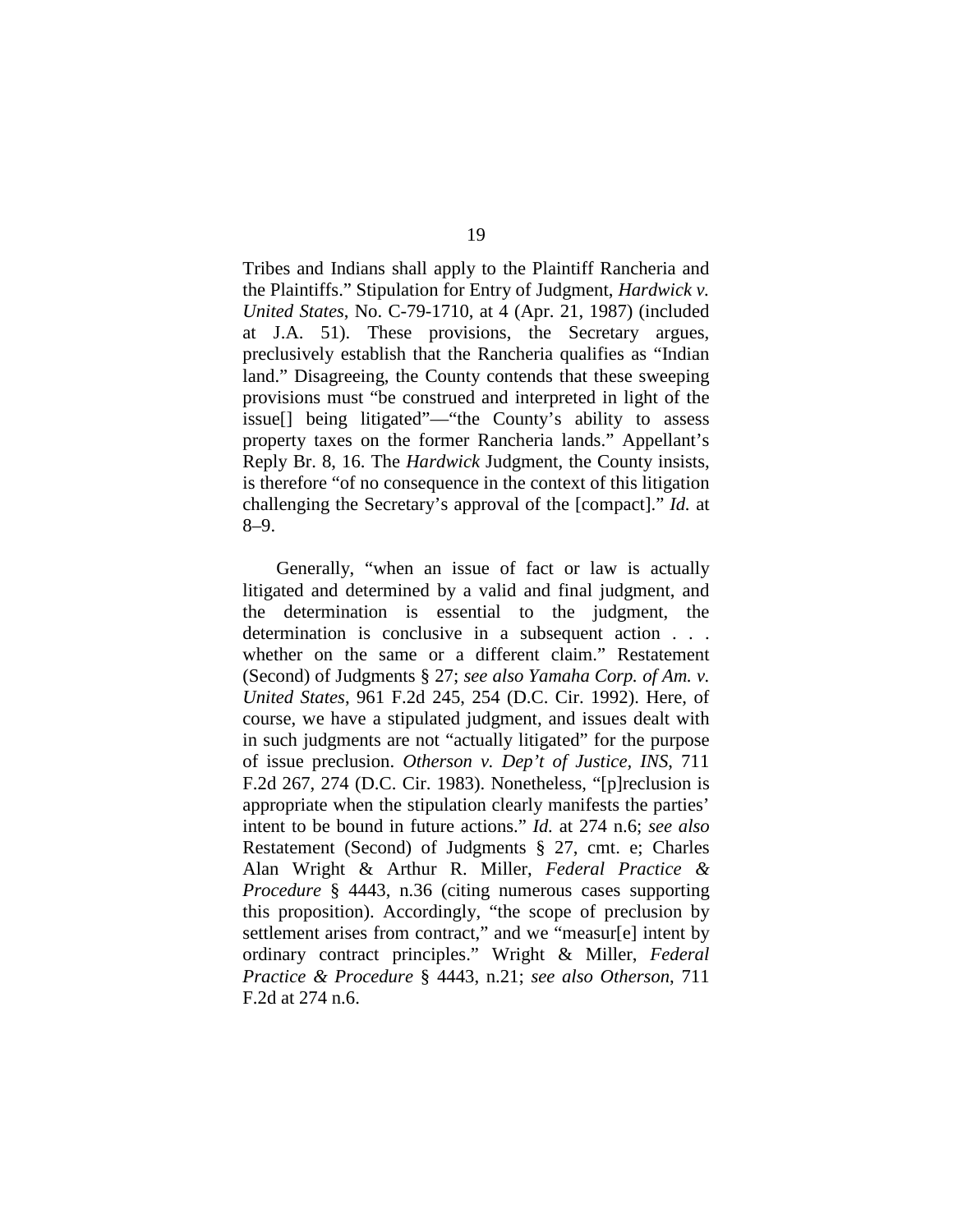Tribes and Indians shall apply to the Plaintiff Rancheria and the Plaintiffs." Stipulation for Entry of Judgment, *Hardwick v. United States*, No. C-79-1710, at 4 (Apr. 21, 1987) (included at J.A. 51). These provisions, the Secretary argues, preclusively establish that the Rancheria qualifies as "Indian land." Disagreeing, the County contends that these sweeping provisions must "be construed and interpreted in light of the issue[] being litigated"—"the County's ability to assess property taxes on the former Rancheria lands." Appellant's Reply Br. 8, 16. The *Hardwick* Judgment, the County insists, is therefore "of no consequence in the context of this litigation challenging the Secretary's approval of the [compact]." *Id.* at 8–9.

Generally, "when an issue of fact or law is actually litigated and determined by a valid and final judgment, and the determination is essential to the judgment, the determination is conclusive in a subsequent action . . . whether on the same or a different claim." Restatement (Second) of Judgments § 27; *see also Yamaha Corp. of Am. v. United States*, 961 F.2d 245, 254 (D.C. Cir. 1992). Here, of course, we have a stipulated judgment, and issues dealt with in such judgments are not "actually litigated" for the purpose of issue preclusion. *Otherson v. Dep't of Justice, INS*, 711 F.2d 267, 274 (D.C. Cir. 1983). Nonetheless, "[p]reclusion is appropriate when the stipulation clearly manifests the parties' intent to be bound in future actions." *Id.* at 274 n.6; *see also* Restatement (Second) of Judgments § 27, cmt. e; Charles Alan Wright & Arthur R. Miller, *Federal Practice & Procedure* § 4443, n.36 (citing numerous cases supporting this proposition). Accordingly, "the scope of preclusion by settlement arises from contract," and we "measur[e] intent by ordinary contract principles." Wright & Miller, *Federal Practice & Procedure* § 4443, n.21; *see also Otherson*, 711 F.2d at 274 n.6.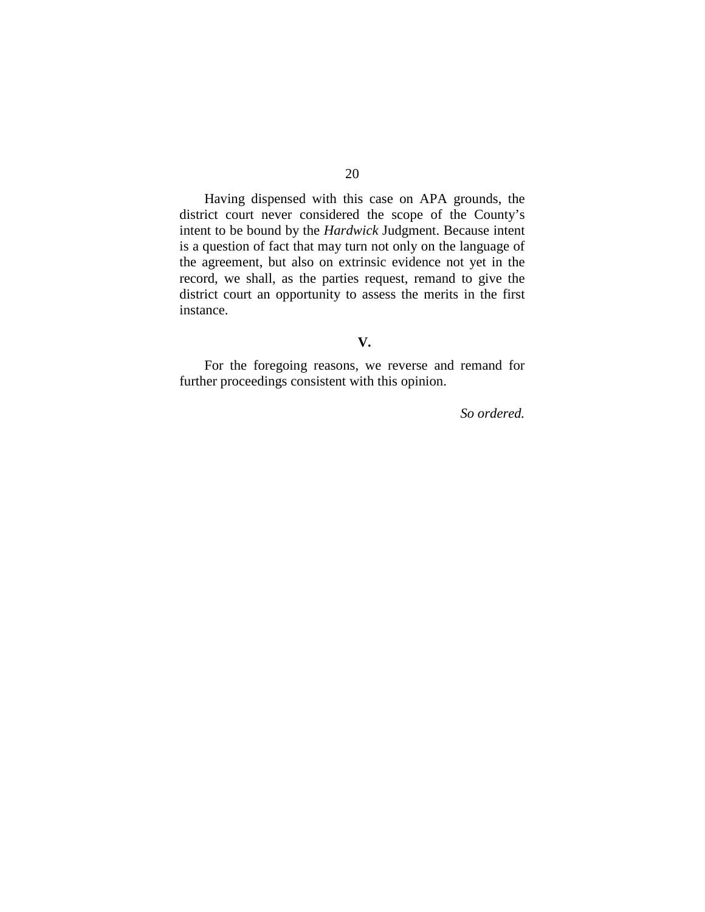Having dispensed with this case on APA grounds, the district court never considered the scope of the County's intent to be bound by the *Hardwick* Judgment. Because intent is a question of fact that may turn not only on the language of the agreement, but also on extrinsic evidence not yet in the record, we shall, as the parties request, remand to give the district court an opportunity to assess the merits in the first instance.

## V.

For the foregoing reasons, we reverse and remand for further proceedings consistent with this opinion.

*So ordered.*